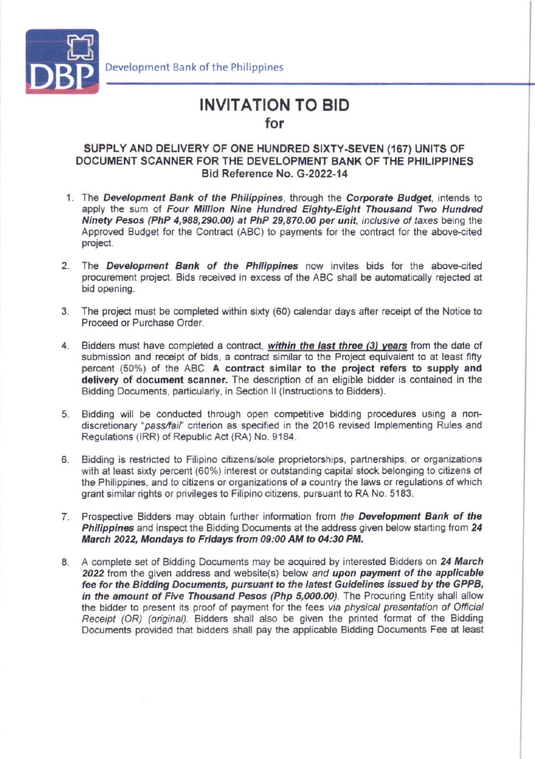Development Bank of the Philippines

# INVITATION TO BID
## for

### SUPPLY AND DELIVERY OF ONE HUNDRED SIXTY-SEVEN (167) UNITS OF DOCUMENT SCANNER FOR THE DEVELOPMENT BANK OF THE PHILIPPINES
### Bid Reference No. G-2022-14

1. The ***Development Bank of the Philippines***, through the ***Corporate Budget***, intends to apply the sum of ***Four Million Nine Hundred Eighty-Eight Thousand Two Hundred Ninety Pesos (PhP 4,988,290.00) at PhP 29,870.00 per unit****, inclusive of taxes* being the Approved Budget for the Contract (ABC) to payments for the contract for the above-cited project.

2. The ***Development Bank of the Philippines*** now invites bids for the above-cited procurement project. Bids received in excess of the ABC shall be automatically rejected at bid opening.

3. The project must be completed within sixty (60) calendar days after receipt of the Notice to Proceed or Purchase Order.

4. Bidders must have completed a contract, ***within the last three (3) years*** from the date of submission and receipt of bids, a contract similar to the Project equivalent to at least fifty percent (50%) of the ABC. **A contract similar to the project refers to supply and delivery of document scanner.** The description of an eligible bidder is contained in the Bidding Documents, particularly, in Section II (Instructions to Bidders).

5. Bidding will be conducted through open competitive bidding procedures using a non-discretionary "*pass/fail*" criterion as specified in the 2016 revised Implementing Rules and Regulations (IRR) of Republic Act (RA) No. 9184.

6. Bidding is restricted to Filipino citizens/sole proprietorships, partnerships, or organizations with at least sixty percent (60%) interest or outstanding capital stock belonging to citizens of the Philippines, and to citizens or organizations of a country the laws or regulations of which grant similar rights or privileges to Filipino citizens, pursuant to RA No. 5183.

7. Prospective Bidders may obtain further information from *the* ***Development Bank of the Philippines*** and inspect the Bidding Documents at the address given below starting from ***24 March 2022, Mondays to Fridays from 09:00 AM to 04:30 PM.***

8. A complete set of Bidding Documents may be acquired by interested Bidders on ***24 March 2022*** from the given address and website(s) below *and* ***upon payment of the applicable fee for the Bidding Documents, pursuant to the latest Guidelines issued by the GPPB, in the amount of Five Thousand Pesos (Php 5,000.00)***. The Procuring Entity shall allow the bidder to present its proof of payment for the fees *via physical presentation of Official Receipt (OR) (original)*. Bidders shall also be given the printed format of the Bidding Documents provided that bidders shall pay the applicable Bidding Documents Fee at least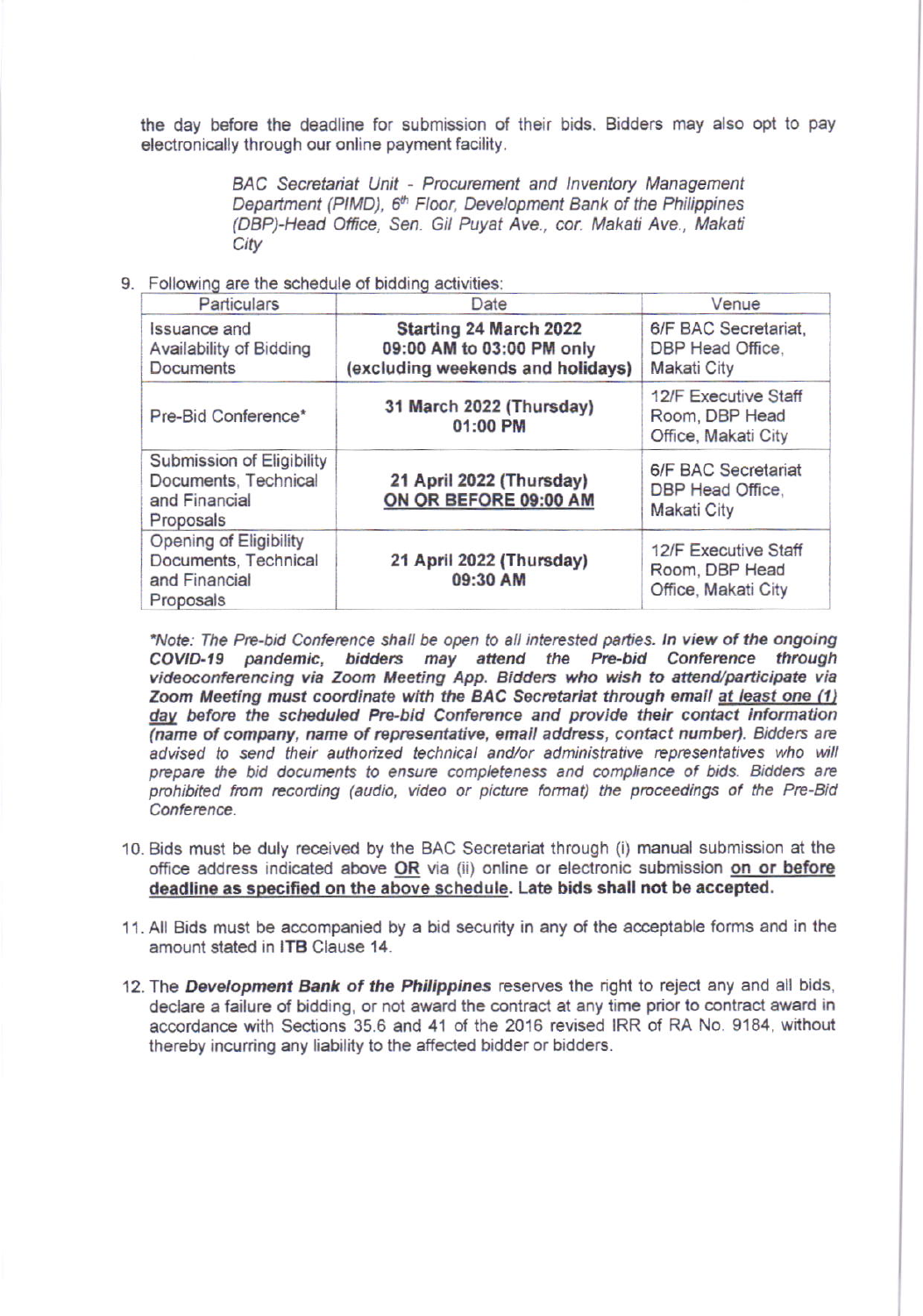the day before the deadline for submission of their bids. Bidders may also opt to pay electronically through our online payment facility.

> *BAC Secretariat Unit - Procurement and Inventory Management Department (PIMD), 6th Floor, Development Bank of the Philippines (DBP)-Head Office, Sen. Gil Puyat Ave., cor. Makati Ave., Makati City*

9. Following are the schedule of bidding activities:

| Particulars | Date | Venue |
|---|---|---|
| Issuance and Availability of Bidding Documents | **Starting 24 March 2022 09:00 AM to 03:00 PM only (excluding weekends and holidays)** | 6/F BAC Secretariat, DBP Head Office, Makati City |
| Pre-Bid Conference* | **31 March 2022 (Thursday) 01:00 PM** | 12/F Executive Staff Room, DBP Head Office, Makati City |
| Submission of Eligibility Documents, Technical and Financial Proposals | **21 April 2022 (Thursday) ON OR BEFORE 09:00 AM** | 6/F BAC Secretariat DBP Head Office, Makati City |
| Opening of Eligibility Documents, Technical and Financial Proposals | **21 April 2022 (Thursday) 09:30 AM** | 12/F Executive Staff Room, DBP Head Office, Makati City |

*\*Note: The Pre-bid Conference shall be open to all interested parties. **In view of the ongoing COVID-19 pandemic, bidders may attend the Pre-bid Conference through videoconferencing via Zoom Meeting App. Bidders who wish to attend/participate via Zoom Meeting must coordinate with the BAC Secretariat through email at least one (1) day before the scheduled Pre-bid Conference and provide their contact information (name of company, name of representative, email address, contact number).** Bidders are advised to send their authorized technical and/or administrative representatives who will prepare the bid documents to ensure completeness and compliance of bids. Bidders are prohibited from recording (audio, video or picture format) the proceedings of the Pre-Bid Conference.*

10. Bids must be duly received by the BAC Secretariat through (i) manual submission at the office address indicated above **OR** via (ii) online or electronic submission **on or before deadline as specified on the above schedule. Late bids shall not be accepted.**

11. All Bids must be accompanied by a bid security in any of the acceptable forms and in the amount stated in **ITB** Clause 14.

12. The ***Development Bank of the Philippines*** reserves the right to reject any and all bids, declare a failure of bidding, or not award the contract at any time prior to contract award in accordance with Sections 35.6 and 41 of the 2016 revised IRR of RA No. 9184, without thereby incurring any liability to the affected bidder or bidders.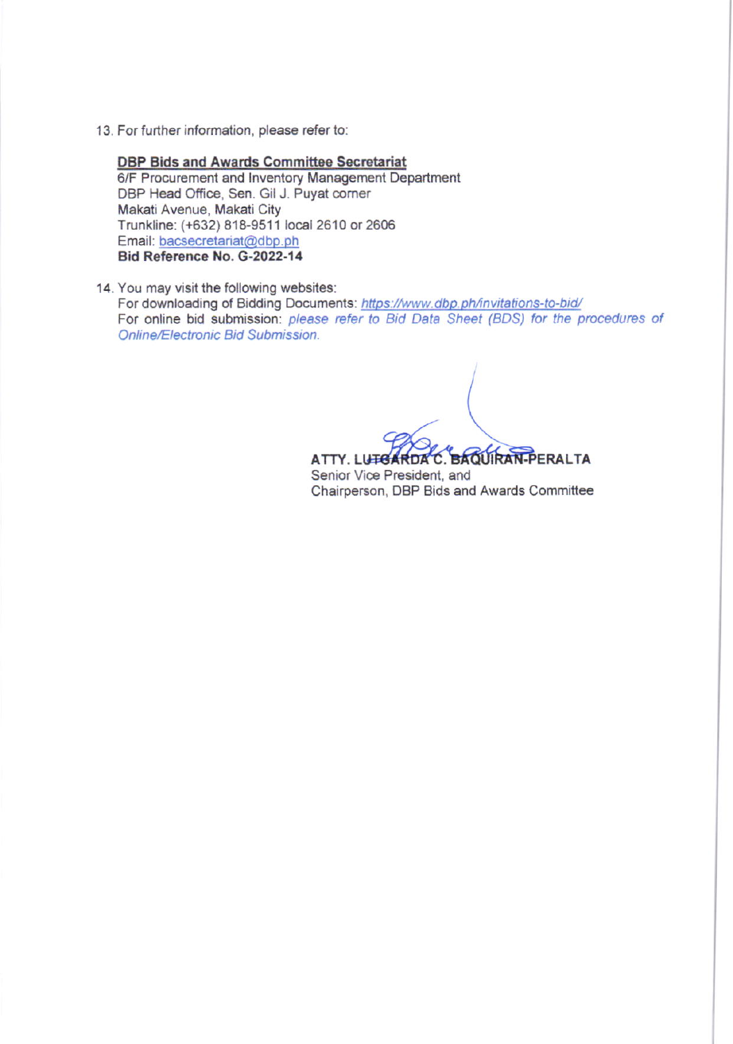13. For further information, please refer to:

 **DBP Bids and Awards Committee Secretariat**
 6/F Procurement and Inventory Management Department
 DBP Head Office, Sen. Gil J. Puyat corner
 Makati Avenue, Makati City
 Trunkline: (+632) 818-9511 local 2610 or 2606
 Email: bacsecretariat@dbp.ph
 **Bid Reference No. G-2022-14**

14. You may visit the following websites:
 For downloading of Bidding Documents: *https://www.dbp.ph/invitations-to-bid/*
 For online bid submission: *please refer to Bid Data Sheet (BDS) for the procedures of Online/Electronic Bid Submission.*

**ATTY. LUTGARDA C. BAQUIRAN-PERALTA**
Senior Vice President, and
Chairperson, DBP Bids and Awards Committee